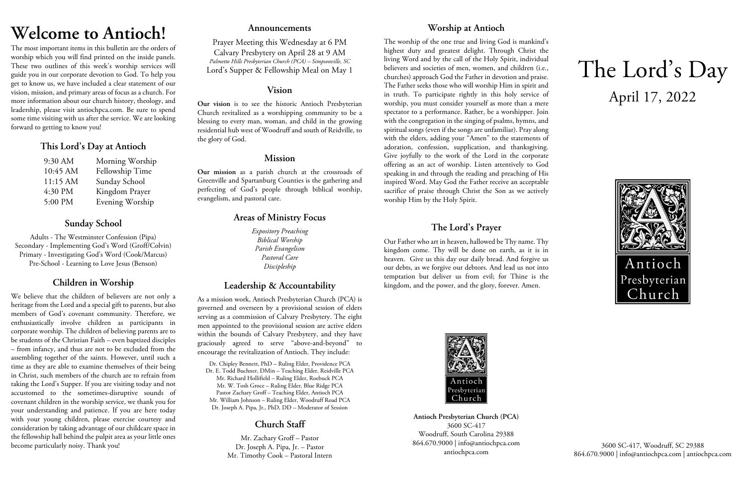# Welcome to Antioch!

The most important items in this bulletin are the orders of worship which you will find printed on the inside panels. These two outlines of this week's worship services will guide you in our corporate devotion to God. To help you get to know us, we have included a clear statement of our vision, mission, and primary areas of focus as a church. For more information about our church history, theology, and leadership, please visit antiochpca.com. Be sure to spend some time visiting with us after the service. We are looking forward to getting to know you!

## This Lord's Day at Antioch

| | |
|---|---|
| 9:30 AM | Morning Worship |
| 10:45 AM | Fellowship Time |
| 11:15 AM | Sunday School |
| 4:30 PM | Kingdom Prayer |
| 5:00 PM | Evening Worship |

## Sunday School

Adults - The Westminster Confession (Pipa)
Secondary - Implementing God's Word (Groff/Colvin)
Primary - Investigating God's Word (Cook/Marcus)
Pre-School - Learning to Love Jesus (Benson)

## Children in Worship

We believe that the children of believers are not only a heritage from the Lord and a special gift to parents, but also members of God's covenant community. Therefore, we enthusiastically involve children as participants in corporate worship. The children of believing parents are to be students of the Christian Faith – even baptized disciples – from infancy, and thus are not to be excluded from the assembling together of the saints. However, until such a time as they are able to examine themselves of their being in Christ, such members of the church are to refrain from taking the Lord's Supper. If you are visiting today and not accustomed to the sometimes-disruptive sounds of covenant children in the worship service, we thank you for your understanding and patience. If you are here today with your young children, please exercise courtesy and consideration by taking advantage of our childcare space in the fellowship hall behind the pulpit area as your little ones become particularly noisy. Thank you!

## Announcements

Prayer Meeting this Wednesday at 6 PM
Calvary Presbytery on April 28 at 9 AM
*Palmetto Hills Presbyterian Church (PCA) – Simpsonville, SC*
Lord's Supper & Fellowship Meal on May 1

## Vision

**Our vision** is to see the historic Antioch Presbyterian Church revitalized as a worshipping community to be a blessing to every man, woman, and child in the growing residential hub west of Woodruff and south of Reidville, to the glory of God.

## Mission

**Our mission** as a parish church at the crossroads of Greenville and Spartanburg Counties is the gathering and perfecting of God's people through biblical worship, evangelism, and pastoral care.

## Areas of Ministry Focus

*Expository Preaching*
*Biblical Worship*
*Parish Evangelism*
*Pastoral Care*
*Discipleship*

## Leadership & Accountability

As a mission work, Antioch Presbyterian Church (PCA) is governed and overseen by a provisional session of elders serving as a commission of Calvary Presbytery. The eight men appointed to the provisional session are active elders within the bounds of Calvary Presbytery, and they have graciously agreed to serve "above-and-beyond" to encourage the revitalization of Antioch. They include:

Dr. Chipley Bennett, PhD – Ruling Elder, Providence PCA
Dr. E. Todd Buchner, DMin – Teaching Elder, Reidville PCA
Mr. Richard Hollifield – Ruling Elder, Roebuck PCA
Mr. W. Tosh Groce – Ruling Elder, Blue Ridge PCA
Pastor Zachary Groff – Teaching Elder, Antioch PCA
Mr. William Johnson – Ruling Elder, Woodruff Road PCA
Dr. Joseph A. Pipa, Jr., PhD, DD – Moderator of Session

## Church Staff

Mr. Zachary Groff – Pastor
Dr. Joseph A. Pipa, Jr. – Pastor
Mr. Timothy Cook – Pastoral Intern

## Worship at Antioch

The worship of the one true and living God is mankind's highest duty and greatest delight. Through Christ the living Word and by the call of the Holy Spirit, individual believers and societies of men, women, and children (i.e., churches) approach God the Father in devotion and praise. The Father seeks those who will worship Him in spirit and in truth. To participate rightly in this holy service of worship, you must consider yourself as more than a mere spectator to a performance. Rather, be a worshipper. Join with the congregation in the singing of psalms, hymns, and spiritual songs (even if the songs are unfamiliar). Pray along with the elders, adding your "Amen" to the statements of adoration, confession, supplication, and thanksgiving. Give joyfully to the work of the Lord in the corporate offering as an act of worship. Listen attentively to God speaking in and through the reading and preaching of His inspired Word. May God the Father receive an acceptable sacrifice of praise through Christ the Son as we actively worship Him by the Holy Spirit.

## The Lord's Prayer

Our Father who art in heaven, hallowed be Thy name. Thy kingdom come. Thy will be done on earth, as it is in heaven. Give us this day our daily bread. And forgive us our debts, as we forgive our debtors. And lead us not into temptation but deliver us from evil; for Thine is the kingdom, and the power, and the glory, forever. Amen.

Antioch Presbyterian Church

**Antioch Presbyterian Church (PCA)**
3600 SC-417
Woodruff, South Carolina 29388
864.670.9000 | info@antiochpca.com
antiochpca.com

# The Lord's Day

April 17, 2022

Antioch Presbyterian Church

3600 SC-417, Woodruff, SC 29388
864.670.9000 | info@antiochpca.com | antiochpca.com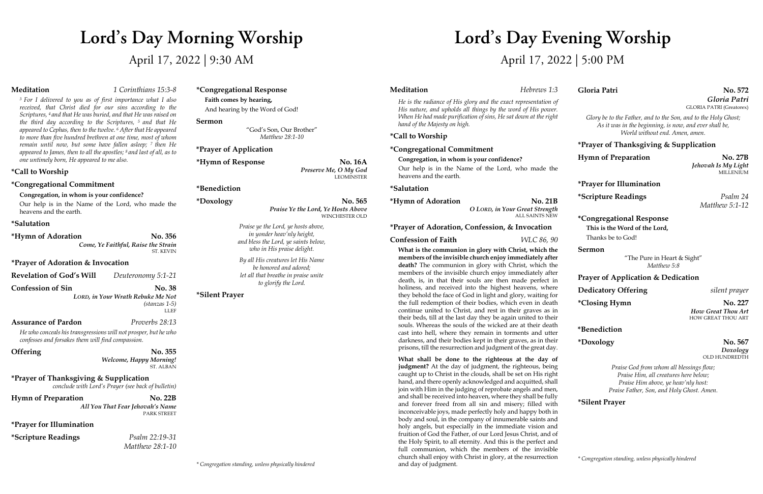# Lord's Day Morning Worship

## April 17, 2022 | 9:30 AM

**Meditation** *1 Corinthians 15:3-8*

*[3] For I delivered to you as of first importance what I also received, that Christ died for our sins according to the Scriptures, [4] and that He was buried, and that He was raised on the third day according to the Scriptures, [5] and that He appeared to Cephas, then to the twelve. [6] After that He appeared to more than five hundred brethren at one time, most of whom remain until now, but some have fallen asleep; [7] then He appeared to James, then to all the apostles; [8] and last of all, as to one untimely born, He appeared to me also.*

**\*Call to Worship**

**\*Congregational Commitment**

**Congregation, in whom is your confidence?**

Our help is in the Name of the Lord, who made the heavens and the earth.

**\*Salutation**

**\*Hymn of Adoration** **No. 356**
***Come, Ye Faithful, Raise the Strain***
ST. KEVIN

**\*Prayer of Adoration & Invocation**

**Revelation of God's Will** *Deuteronomy 5:1-21*

**Confession of Sin** **No. 38**
***Lord, in Your Wrath Rebuke Me Not***
*(stanzas 1-5)*
LLEF

**Assurance of Pardon** *Proverbs 28:13*

*He who conceals his transgressions will not prosper, but he who confesses and forsakes them will find compassion.*

**Offering** **No. 355**
***Welcome, Happy Morning!***
ST. ALBAN

**\*Prayer of Thanksgiving & Supplication**
*conclude with Lord's Prayer (see back of bulletin)*

**Hymn of Preparation** **No. 22B**
***All You That Fear Jehovah's Name***
PARK STREET

**\*Prayer for Illumination**

**\*Scripture Readings** *Psalm 22:19-31*
*Matthew 28:1-10*

**\*Congregational Response**

**Faith comes by hearing,**

And hearing by the Word of God!

**Sermon**

"God's Son, Our Brother"
*Matthew 28:1-10*

**\*Prayer of Application**

**\*Hymn of Response** **No. 16A**
***Preserve Me, O My God***
LEOMINSTER

**\*Benediction**

**\*Doxology** **No. 565**
***Praise Ye the Lord, Ye Hosts Above***
WINCHESTER OLD

*Praise ye the Lord, ye hosts above,*
*in yonder heav'nly height,*
*and bless the Lord, ye saints below,*
*who in His praise delight.*

*By all His creatures let His Name*
*be honored and adored;*
*let all that breathe in praise unite*
*to glorify the Lord.*

**\*Silent Prayer**

*\* Congregation standing, unless physically hindered*

# Lord's Day Evening Worship

## April 17, 2022 | 5:00 PM

**Meditation** *Hebrews 1:3*

*He is the radiance of His glory and the exact representation of His nature, and upholds all things by the word of His power. When He had made purification of sins, He sat down at the right hand of the Majesty on high.*

**\*Call to Worship**

**\*Congregational Commitment**

**Congregation, in whom is your confidence?**

Our help is in the Name of the Lord, who made the heavens and the earth.

**\*Salutation**

**\*Hymn of Adoration** **No. 21B**
***O Lord, in Your Great Strength***
ALL SAINTS NEW

**\*Prayer of Adoration, Confession, & Invocation**

**Confession of Faith** *WLC 86, 90*

**What is the communion in glory with Christ, which the members of the invisible church enjoy immediately after death?** The communion in glory with Christ, which the members of the invisible church enjoy immediately after death, is, in that their souls are then made perfect in holiness, and received into the highest heavens, where they behold the face of God in light and glory, waiting for the full redemption of their bodies, which even in death continue united to Christ, and rest in their graves as in their beds, till at the last day they be again united to their souls. Whereas the souls of the wicked are at their death cast into hell, where they remain in torments and utter darkness, and their bodies kept in their graves, as in their prisons, till the resurrection and judgment of the great day.

**What shall be done to the righteous at the day of judgment?** At the day of judgment, the righteous, being caught up to Christ in the clouds, shall be set on His right hand, and there openly acknowledged and acquitted, shall join with Him in the judging of reprobate angels and men, and shall be received into heaven, where they shall be fully and forever freed from all sin and misery; filled with inconceivable joys, made perfectly holy and happy both in body and soul, in the company of innumerable saints and holy angels, but especially in the immediate vision and fruition of God the Father, of our Lord Jesus Christ, and of the Holy Spirit, to all eternity. And this is the perfect and full communion, which the members of the invisible church shall enjoy with Christ in glory, at the resurrection and day of judgment.

**Gloria Patri** **No. 572**
***Gloria Patri***
GLORIA PATRI (Greatorex)

*Glory be to the Father, and to the Son, and to the Holy Ghost;*
*As it was in the beginning, is now, and ever shall be,*
*World without end. Amen, amen.*

**\*Prayer of Thanksgiving & Supplication**

**Hymn of Preparation** **No. 27B**
***Jehovah Is My Light***
MILLENIUM

**\*Prayer for Illumination**

**\*Scripture Readings** *Psalm 24*
*Matthew 5:1-12*

**\*Congregational Response**

**This is the Word of the Lord,**

Thanks be to God!

**Sermon**

"The Pure in Heart & Sight"
*Matthew 5:8*

**Prayer of Application & Dedication**

**Dedicatory Offering** *silent prayer*

**\*Closing Hymn** **No. 227**
***How Great Thou Art***
HOW GREAT THOU ART

**\*Benediction**

**\*Doxology** **No. 567**
***Doxology***
OLD HUNDREDTH

*Praise God from whom all blessings flow;*
*Praise Him, all creatures here below;*
*Praise Him above, ye heav'nly host:*
*Praise Father, Son, and Holy Ghost. Amen.*

**\*Silent Prayer**

*\* Congregation standing, unless physically hindered*